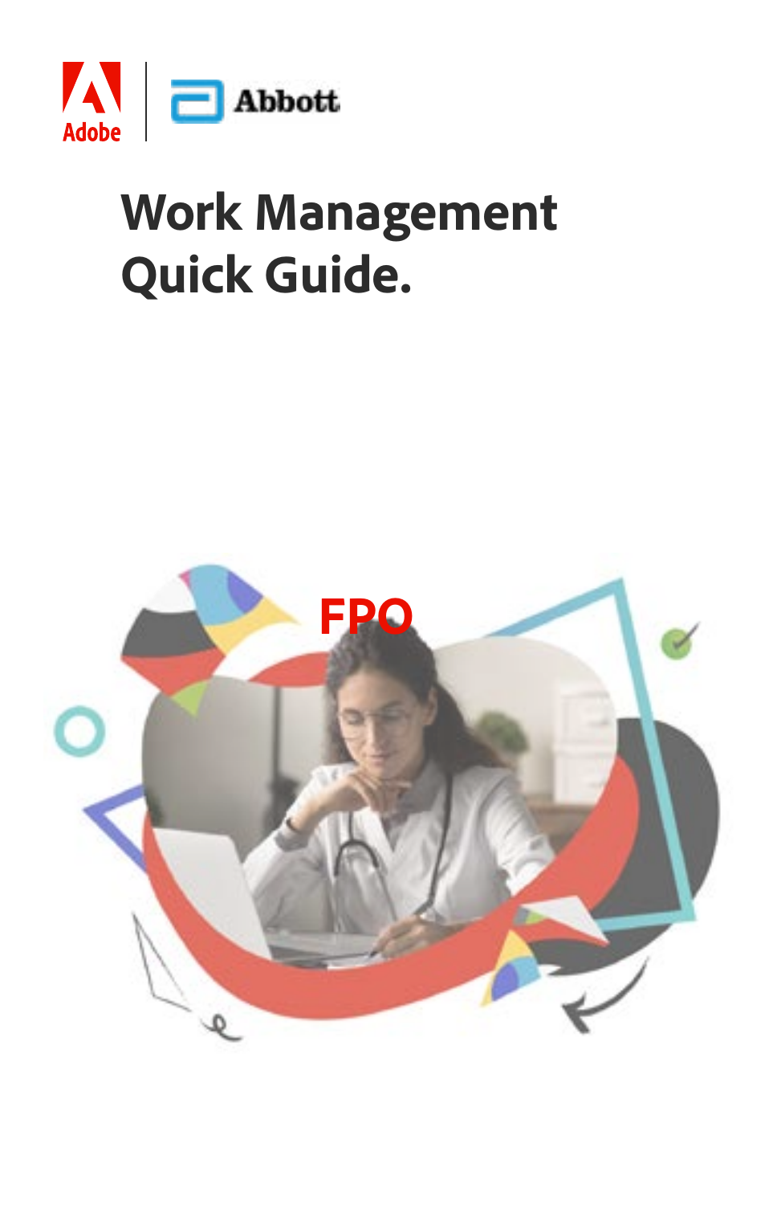# Work Management Quick Guide.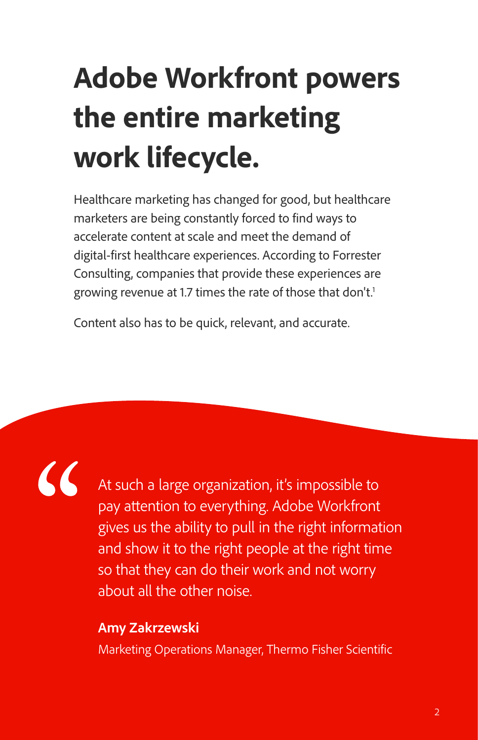# Adobe Workfront powers the entire marketing work lifecycle.

Healthcare marketing has changed for good, but healthcare marketers are being constantly forced to find ways to accelerate content at scale and meet the demand of digital-first healthcare experiences. According to Forrester Consulting, companies that provide these experiences are growing revenue at 1.7 times the rate of those that don't.[1]

Content also has to be quick, relevant, and accurate.

> "At such a large organization, it's impossible to pay attention to everything. Adobe Workfront gives us the ability to pull in the right information and show it to the right people at the right time so that they can do their work and not worry about all the other noise.
>
> **Amy Zakrzewski**
> Marketing Operations Manager, Thermo Fisher Scientific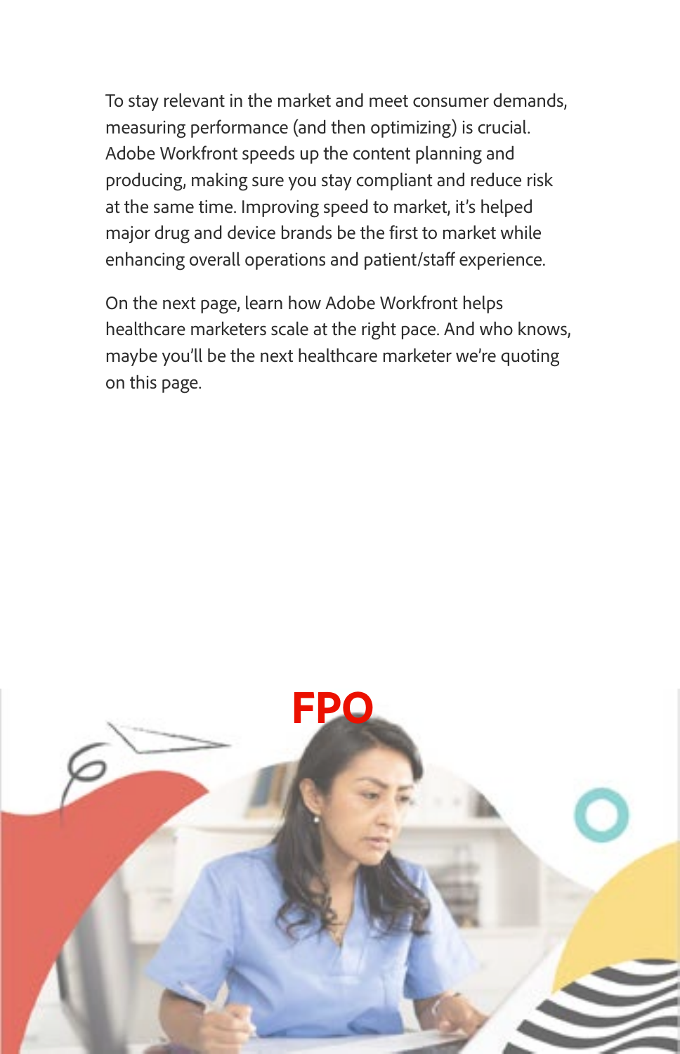To stay relevant in the market and meet consumer demands, measuring performance (and then optimizing) is crucial. Adobe Workfront speeds up the content planning and producing, making sure you stay compliant and reduce risk at the same time. Improving speed to market, it's helped major drug and device brands be the first to market while enhancing overall operations and patient/staff experience.

On the next page, learn how Adobe Workfront helps healthcare marketers scale at the right pace. And who knows, maybe you'll be the next healthcare marketer we're quoting on this page.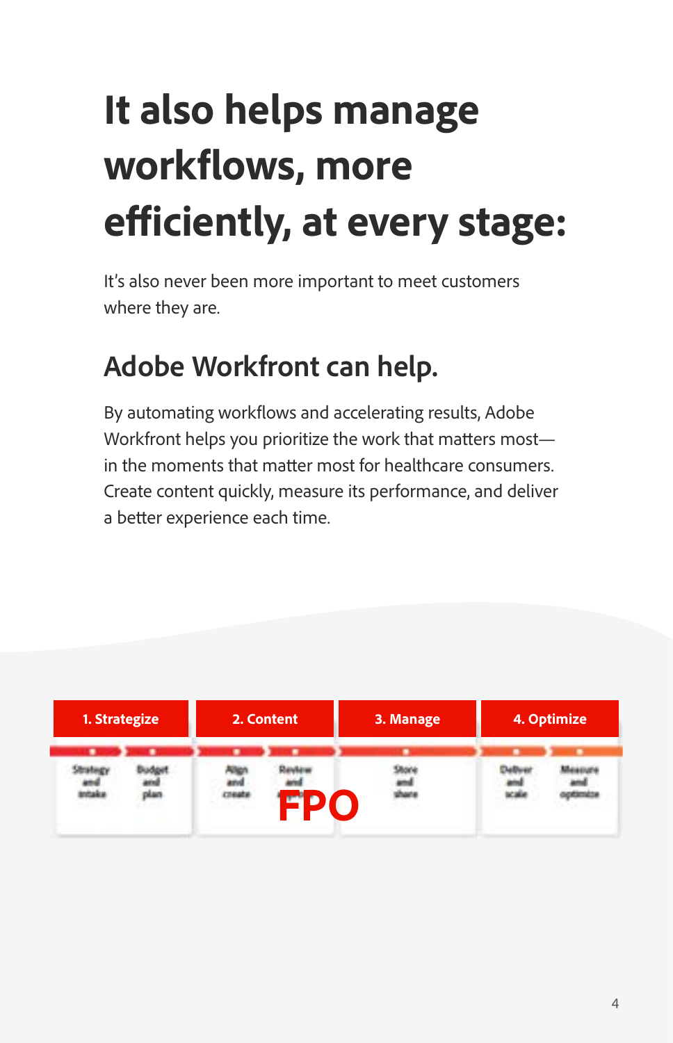# It also helps manage workflows, more efficiently, at every stage:

It's also never been more important to meet customers where they are.

## Adobe Workfront can help.

By automating workflows and accelerating results, Adobe Workfront helps you prioritize the work that matters most—in the moments that matter most for healthcare consumers. Create content quickly, measure its performance, and deliver a better experience each time.

| 1. Strategize | | 2. Content | | 3. Manage | 4. Optimize | |
|---|---|---|---|---|---|---|
| Strategy and intake | Budget and plan | Align and create | Review and approve | Store and share | Deliver and scale | Measure and optimize |

FPO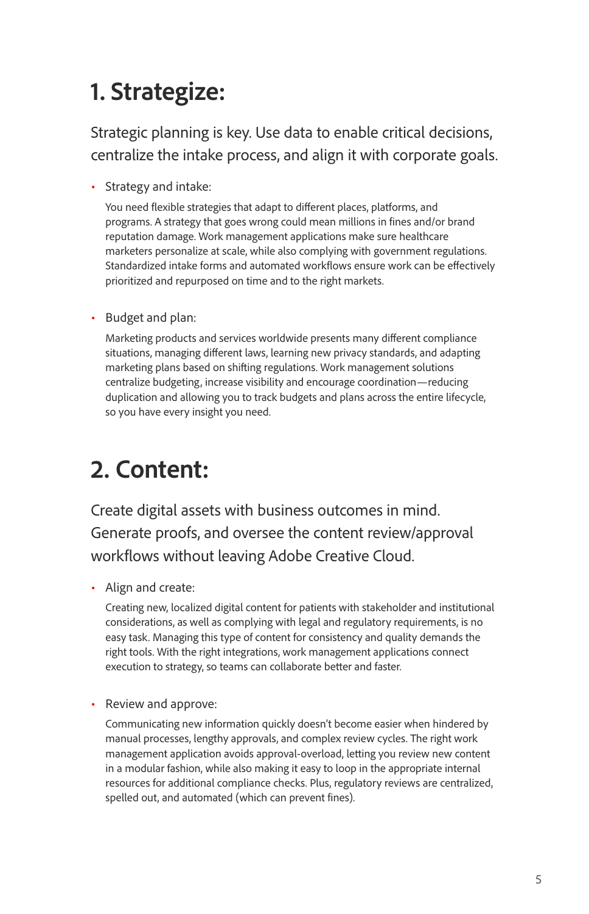# 1. Strategize:

Strategic planning is key. Use data to enable critical decisions, centralize the intake process, and align it with corporate goals.

- Strategy and intake:

  You need flexible strategies that adapt to different places, platforms, and programs. A strategy that goes wrong could mean millions in fines and/or brand reputation damage. Work management applications make sure healthcare marketers personalize at scale, while also complying with government regulations. Standardized intake forms and automated workflows ensure work can be effectively prioritized and repurposed on time and to the right markets.

- Budget and plan:

  Marketing products and services worldwide presents many different compliance situations, managing different laws, learning new privacy standards, and adapting marketing plans based on shifting regulations. Work management solutions centralize budgeting, increase visibility and encourage coordination—reducing duplication and allowing you to track budgets and plans across the entire lifecycle, so you have every insight you need.

# 2. Content:

Create digital assets with business outcomes in mind. Generate proofs, and oversee the content review/approval workflows without leaving Adobe Creative Cloud.

- Align and create:

  Creating new, localized digital content for patients with stakeholder and institutional considerations, as well as complying with legal and regulatory requirements, is no easy task. Managing this type of content for consistency and quality demands the right tools. With the right integrations, work management applications connect execution to strategy, so teams can collaborate better and faster.

- Review and approve:

  Communicating new information quickly doesn't become easier when hindered by manual processes, lengthy approvals, and complex review cycles. The right work management application avoids approval-overload, letting you review new content in a modular fashion, while also making it easy to loop in the appropriate internal resources for additional compliance checks. Plus, regulatory reviews are centralized, spelled out, and automated (which can prevent fines).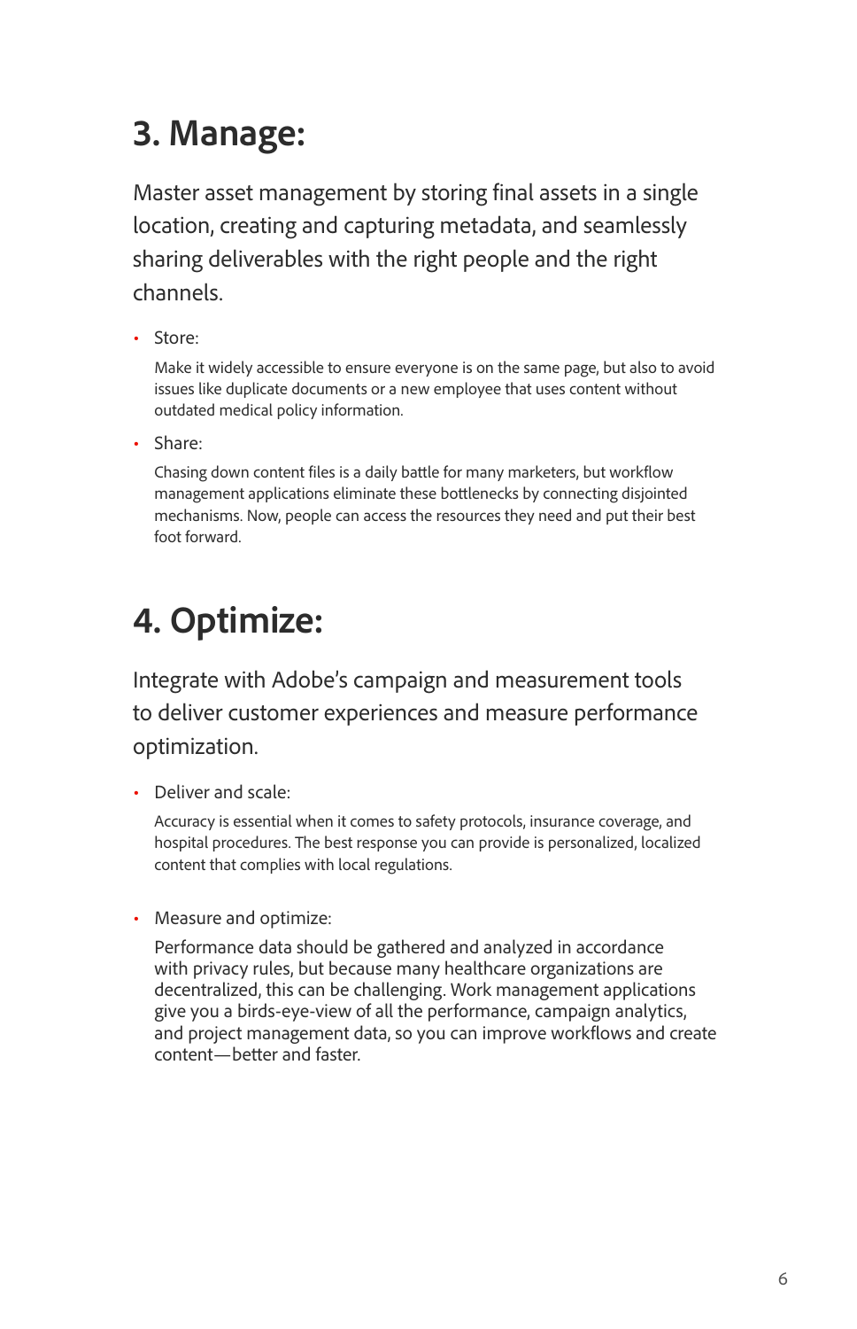## 3. Manage:

Master asset management by storing final assets in a single location, creating and capturing metadata, and seamlessly sharing deliverables with the right people and the right channels.

- Store:

  Make it widely accessible to ensure everyone is on the same page, but also to avoid issues like duplicate documents or a new employee that uses content without outdated medical policy information.

- Share:

  Chasing down content files is a daily battle for many marketers, but workflow management applications eliminate these bottlenecks by connecting disjointed mechanisms. Now, people can access the resources they need and put their best foot forward.

## 4. Optimize:

Integrate with Adobe's campaign and measurement tools to deliver customer experiences and measure performance optimization.

- Deliver and scale:

  Accuracy is essential when it comes to safety protocols, insurance coverage, and hospital procedures. The best response you can provide is personalized, localized content that complies with local regulations.

- Measure and optimize:

  Performance data should be gathered and analyzed in accordance with privacy rules, but because many healthcare organizations are decentralized, this can be challenging. Work management applications give you a birds-eye-view of all the performance, campaign analytics, and project management data, so you can improve workflows and create content—better and faster.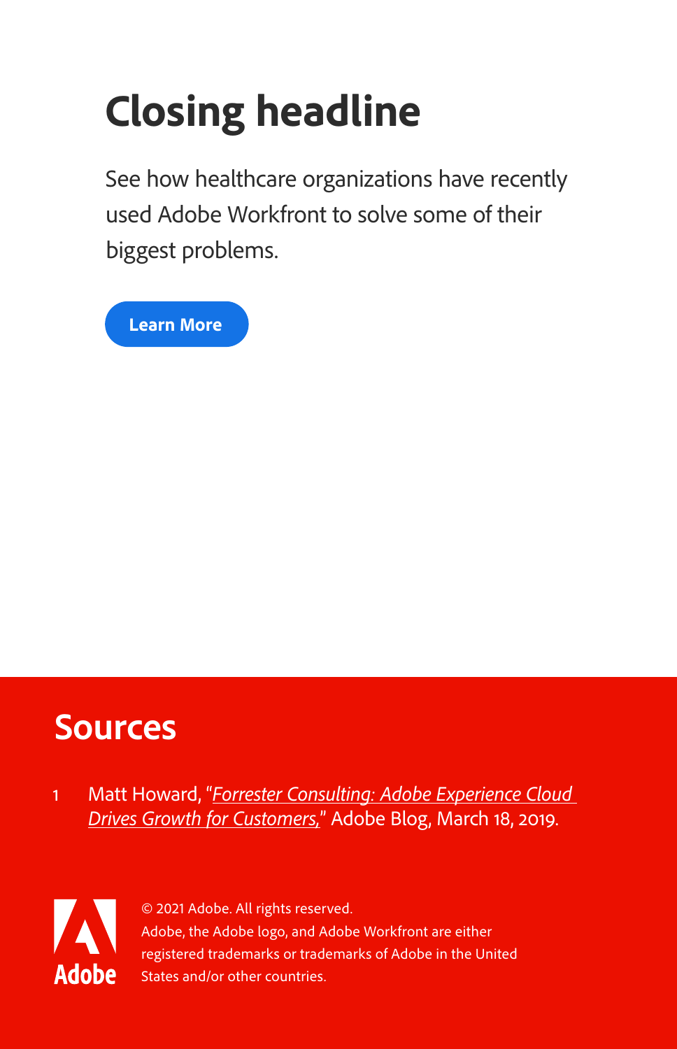# Closing headline

See how healthcare organizations have recently used Adobe Workfront to solve some of their biggest problems.

Learn More

## Sources

1 Matt Howard, "*Forrester Consulting: Adobe Experience Cloud Drives Growth for Customers,*" Adobe Blog, March 18, 2019.

© 2021 Adobe. All rights reserved.
Adobe, the Adobe logo, and Adobe Workfront are either registered trademarks or trademarks of Adobe in the United States and/or other countries.